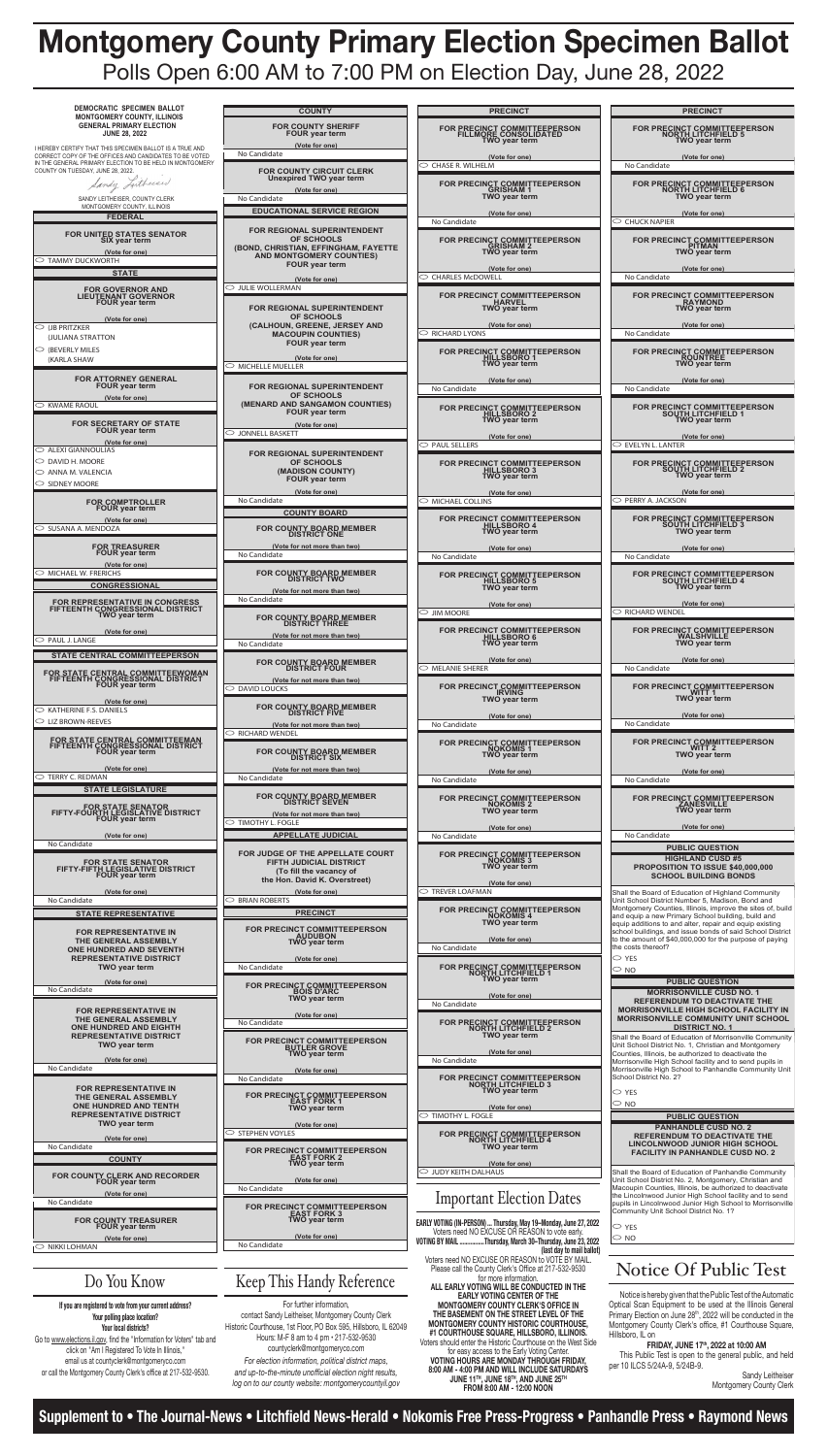# Montgomery County Primary Election Specimen Ballot

## Polls Open 6:00 AM to 7:00 PM on Election Day, June 28, 2022

**DEMOCRATIC SPECIMEN BALLOT**
**MONTGOMERY COUNTY, ILLINOIS**
**GENERAL PRIMARY ELECTION**
**JUNE 28, 2022**

I HEREBY CERTIFY THAT THIS SPECIMEN BALLOT IS A TRUE AND CORRECT COPY OF THE OFFICES AND CANDIDATES TO BE VOTED IN THE GENERAL PRIMARY ELECTION TO BE HELD IN MONTGOMERY COUNTY ON TUESDAY, JUNE 28, 2022.

Sandy Leitheiser

SANDY LEITHEISER, COUNTY CLERK
MONTGOMERY COUNTY, ILLINOIS

### FEDERAL

**FOR UNITED STATES SENATOR**
**SIX year term**
(Vote for one)
- TAMMY DUCKWORTH

### STATE

**FOR GOVERNOR AND LIEUTENANT GOVERNOR**
**FOUR year term**
(Vote for one)
- JB PRITZKER / JULIANA STRATTON
- BEVERLY MILES / KARLA SHAW

**FOR ATTORNEY GENERAL**
**FOUR year term**
(Vote for one)
- KWAME RAOUL

**FOR SECRETARY OF STATE**
**FOUR year term**
(Vote for one)
- ALEXI GIANNOULIAS
- DAVID H. MOORE
- ANNA M. VALENCIA
- SIDNEY MOORE

**FOR COMPTROLLER**
**FOUR year term**
(Vote for one)
- SUSANA A. MENDOZA

**FOR TREASURER**
**FOUR year term**
(Vote for one)
- MICHAEL W. FRERICHS

### CONGRESSIONAL

**FOR REPRESENTATIVE IN CONGRESS FIFTEENTH CONGRESSIONAL DISTRICT**
**TWO year term**
(Vote for one)
- PAUL J. LANGE

### STATE CENTRAL COMMITTEEPERSON

**FOR STATE CENTRAL COMMITTEEWOMAN FIFTEENTH CONGRESSIONAL DISTRICT**
**FOUR year term**
(Vote for one)
- KATHERINE F.S. DANIELS
- LIZ BROWN-REEVES

**FOR STATE CENTRAL COMMITTEEMAN FIFTEENTH CONGRESSIONAL DISTRICT**
**FOUR year term**
(Vote for one)
- TERRY C. REDMAN

### STATE LEGISLATURE

**FOR STATE SENATOR FIFTY-FOURTH LEGISLATIVE DISTRICT**
**FOUR year term**
(Vote for one)
No Candidate

**FOR STATE SENATOR FIFTY-FIFTH LEGISLATIVE DISTRICT**
**FOUR year term**
(Vote for one)
No Candidate

### STATE REPRESENTATIVE

**FOR REPRESENTATIVE IN THE GENERAL ASSEMBLY ONE HUNDRED AND SEVENTH REPRESENTATIVE DISTRICT**
**TWO year term**
(Vote for one)
No Candidate

**FOR REPRESENTATIVE IN THE GENERAL ASSEMBLY ONE HUNDRED AND EIGHTH REPRESENTATIVE DISTRICT**
**TWO year term**
(Vote for one)
No Candidate

**FOR REPRESENTATIVE IN THE GENERAL ASSEMBLY ONE HUNDRED AND TENTH REPRESENTATIVE DISTRICT**
**TWO year term**
(Vote for one)
No Candidate

### COUNTY

**FOR COUNTY CLERK AND RECORDER**
**FOUR year term**
(Vote for one)
No Candidate

**FOR COUNTY TREASURER**
**FOUR year term**
(Vote for one)
- NIKKI LOHMAN

**FOR COUNTY SHERIFF**
**FOUR year term**
(Vote for one)
No Candidate

**FOR COUNTY CIRCUIT CLERK**
**Unexpired TWO year term**
(Vote for one)
No Candidate

### EDUCATIONAL SERVICE REGION

**FOR REGIONAL SUPERINTENDENT OF SCHOOLS (BOND, CHRISTIAN, EFFINGHAM, FAYETTE AND MONTGOMERY COUNTIES)**
**FOUR year term**
(Vote for one)
- JULIE WOLLERMAN

**FOR REGIONAL SUPERINTENDENT OF SCHOOLS (CALHOUN, GREENE, JERSEY AND MACOUPIN COUNTIES)**
**FOUR year term**
(Vote for one)
- MICHELLE MUELLER

**FOR REGIONAL SUPERINTENDENT OF SCHOOLS (MENARD AND SANGAMON COUNTIES)**
**FOUR year term**
(Vote for one)
- JONNELL BASKETT

**FOR REGIONAL SUPERINTENDENT OF SCHOOLS (MADISON COUNTY)**
**FOUR year term**
(Vote for one)
No Candidate

### COUNTY BOARD

**FOR COUNTY BOARD MEMBER DISTRICT ONE**
(Vote for not more than two)
No Candidate

**FOR COUNTY BOARD MEMBER DISTRICT TWO**
(Vote for not more than two)
No Candidate

**FOR COUNTY BOARD MEMBER DISTRICT THREE**
(Vote for not more than two)
No Candidate

**FOR COUNTY BOARD MEMBER DISTRICT FOUR**
(Vote for not more than two)
- DAVID LOUCKS

**FOR COUNTY BOARD MEMBER DISTRICT FIVE**
(Vote for not more than two)
- RICHARD WENDEL

**FOR COUNTY BOARD MEMBER DISTRICT SIX**
(Vote for not more than two)
No Candidate

**FOR COUNTY BOARD MEMBER DISTRICT SEVEN**
(Vote for not more than two)
- TIMOTHY L. FOGLE

### APPELLATE JUDICIAL

**FOR JUDGE OF THE APPELLATE COURT FIFTH JUDICIAL DISTRICT (To fill the vacancy of the Hon. David K. Overstreet)**
(Vote for one)
- BRIAN ROBERTS

### PRECINCT

**FOR PRECINCT COMMITTEEPERSON AUDUBON**
**TWO year term**
(Vote for one)
No Candidate

**FOR PRECINCT COMMITTEEPERSON BOIS D'ARC**
**TWO year term**
(Vote for one)
No Candidate

**FOR PRECINCT COMMITTEEPERSON BUTLER GROVE**
**TWO year term**
(Vote for one)
No Candidate

**FOR PRECINCT COMMITTEEPERSON EAST FORK 1**
**TWO year term**
(Vote for one)
- STEPHEN VOYLES

**FOR PRECINCT COMMITTEEPERSON EAST FORK 2**
**TWO year term**
(Vote for one)
No Candidate

**FOR PRECINCT COMMITTEEPERSON EAST FORK 3**
**TWO year term**
(Vote for one)
No Candidate

**FOR PRECINCT COMMITTEEPERSON FILLMORE CONSOLIDATED**
**TWO year term**
(Vote for one)
- CHASE R. WILHELM

**FOR PRECINCT COMMITTEEPERSON GRISHAM 1**
**TWO year term**
(Vote for one)
No Candidate

**FOR PRECINCT COMMITTEEPERSON GRISHAM 2**
**TWO year term**
(Vote for one)
- CHARLES McDOWELL

**FOR PRECINCT COMMITTEEPERSON HARVEL**
**TWO year term**
(Vote for one)
- RICHARD LYONS

**FOR PRECINCT COMMITTEEPERSON HILLSBORO 1**
**TWO year term**
(Vote for one)
No Candidate

**FOR PRECINCT COMMITTEEPERSON HILLSBORO 2**
**TWO year term**
(Vote for one)
- PAUL SELLERS

**FOR PRECINCT COMMITTEEPERSON HILLSBORO 3**
**TWO year term**
(Vote for one)
- MICHAEL COLLINS

**FOR PRECINCT COMMITTEEPERSON HILLSBORO 4**
**TWO year term**
(Vote for one)
No Candidate

**FOR PRECINCT COMMITTEEPERSON HILLSBORO 5**
**TWO year term**
(Vote for one)
- JIM MOORE

**FOR PRECINCT COMMITTEEPERSON HILLSBORO 6**
**TWO year term**
(Vote for one)
- MELANIE SHERER

**FOR PRECINCT COMMITTEEPERSON IRVING**
**TWO year term**
(Vote for one)
No Candidate

**FOR PRECINCT COMMITTEEPERSON NOKOMIS 1**
**TWO year term**
(Vote for one)
No Candidate

**FOR PRECINCT COMMITTEEPERSON NOKOMIS 2**
**TWO year term**
(Vote for one)
No Candidate

**FOR PRECINCT COMMITTEEPERSON NOKOMIS 3**
**TWO year term**
(Vote for one)
- TREVER LOAFMAN

**FOR PRECINCT COMMITTEEPERSON NOKOMIS 4**
**TWO year term**
(Vote for one)
No Candidate

**FOR PRECINCT COMMITTEEPERSON NORTH LITCHFIELD 1**
**TWO year term**
(Vote for one)
No Candidate

**FOR PRECINCT COMMITTEEPERSON NORTH LITCHFIELD 2**
**TWO year term**
(Vote for one)
No Candidate

**FOR PRECINCT COMMITTEEPERSON NORTH LITCHFIELD 3**
**TWO year term**
(Vote for one)
- TIMOTHY L. FOGLE

**FOR PRECINCT COMMITTEEPERSON NORTH LITCHFIELD 4**
**TWO year term**
(Vote for one)
- JUDY KEITH DALHAUS

**FOR PRECINCT COMMITTEEPERSON NORTH LITCHFIELD 5**
**TWO year term**
(Vote for one)
No Candidate

**FOR PRECINCT COMMITTEEPERSON NORTH LITCHFIELD 6**
**TWO year term**
(Vote for one)
- CHUCK NAPIER

**FOR PRECINCT COMMITTEEPERSON PITMAN**
**TWO year term**
(Vote for one)
No Candidate

**FOR PRECINCT COMMITTEEPERSON RAYMOND**
**TWO year term**
(Vote for one)
No Candidate

**FOR PRECINCT COMMITTEEPERSON ROUNTREE**
**TWO year term**
(Vote for one)
No Candidate

**FOR PRECINCT COMMITTEEPERSON SOUTH LITCHFIELD 1**
**TWO year term**
(Vote for one)
- EVELYN L. LANTER

**FOR PRECINCT COMMITTEEPERSON SOUTH LITCHFIELD 2**
**TWO year term**
(Vote for one)
- PERRY A. JACKSON

**FOR PRECINCT COMMITTEEPERSON SOUTH LITCHFIELD 3**
**TWO year term**
(Vote for one)
No Candidate

**FOR PRECINCT COMMITTEEPERSON SOUTH LITCHFIELD 4**
**TWO year term**
(Vote for one)
- RICHARD WENDEL

**FOR PRECINCT COMMITTEEPERSON WALSHVILLE**
**TWO year term**
(Vote for one)
No Candidate

**FOR PRECINCT COMMITTEEPERSON WITT 1**
**TWO year term**
(Vote for one)
No Candidate

**FOR PRECINCT COMMITTEEPERSON WITT 2**
**TWO year term**
(Vote for one)
No Candidate

**FOR PRECINCT COMMITTEEPERSON ZANESVILLE**
**TWO year term**
(Vote for one)
No Candidate

### PUBLIC QUESTION

**HIGHLAND CUSD #5**
**PROPOSITION TO ISSUE $40,000,000 SCHOOL BUILDING BONDS**

Shall the Board of Education of Highland Community Unit School District Number 5, Madison, Bond and Montgomery Counties, Illinois, improve the sites of, build and equip a new Primary School building, build and equip additions to and alter, repair and equip existing school buildings, and issue bonds of said School District to the amount of $40,000,000 for the purpose of paying the costs thereof?

- YES
- NO

### PUBLIC QUESTION

**MORRISONVILLE CUSD NO. 1**
**REFERENDUM TO DEACTIVATE THE MORRISONVILLE HIGH SCHOOL FACILITY IN MORRISONVILLE COMMUNITY UNIT SCHOOL DISTRICT NO. 1**

Shall the Board of Education of Morrisonville Community Unit School District No. 1, Christian and Montgomery Counties, Illinois, be authorized to deactivate the Morrisonville High School facility and to send pupils in Morrisonville High School to Panhandle Community Unit School District No. 2?

- YES
- NO

### PUBLIC QUESTION

**PANHANDLE CUSD NO. 2**
**REFERENDUM TO DEACTIVATE THE LINCOLNWOOD JUNIOR HIGH SCHOOL FACILITY IN PANHANDLE CUSD NO. 2**

Shall the Board of Education of Panhandle Community Unit School District No. 2, Montgomery, Christian and Macoupin Counties, Illinois, be authorized to deactivate the Lincolnwood Junior High School facility and to send pupils in Lincolnwood Junior High School to Morrisonville Community Unit School District No. 1?

- YES
- NO

## Important Election Dates

**EARLY VOTING (IN-PERSON)** ... Thursday, May 19–Monday, June 27, 2022
Voters need NO EXCUSE OR REASON to vote early.
**VOTING BY MAIL** ..............Thursday, March 30–Thursday, June 23, 2022 **(last day to mail ballot)**
Voters need NO EXCUSE OR REASON to VOTE BY MAIL.
Please call the County Clerk's Office at 217-532-9530 for more information.

**ALL EARLY VOTING WILL BE CONDUCTED IN THE EARLY VOTING CENTER OF THE MONTGOMERY COUNTY CLERK'S OFFICE IN THE BASEMENT ON THE STREET LEVEL OF THE MONTGOMERY COUNTY HISTORIC COURTHOUSE, #1 COURTHOUSE SQUARE, HILLSBORO, ILLINOIS.**
Voters should enter the Historic Courthouse on the West Side for easy access to the Early Voting Center.
**VOTING HOURS ARE MONDAY THROUGH FRIDAY, 8:00 AM - 4:00 PM AND WILL INCLUDE SATURDAYS JUNE 11TH, JUNE 18TH, AND JUNE 25TH FROM 8:00 AM - 12:00 NOON**

## Do You Know

**If you are registered to vote from your current address?**
**Your polling place location?**
**Your local districts?**

Go to www.elections.il.gov, find the "Information for Voters" tab and click on "Am I Registered To Vote In Illinois," email us at countyclerk@montgomeryco.com or call the Montgomery County Clerk's office at 217-532-9530.

## Keep This Handy Reference

For further information, contact Sandy Leitheiser, Montgomery County Clerk
Historic Courthouse, 1st Floor, PO Box 595, Hillsboro, IL 62049
Hours: M-F 8 am to 4 pm • 217-532-9530
countyclerk@montgomeryco.com

*For election information, political district maps, and up-to-the-minute unofficial election night results, log on to our county website: montgomerycountyil.gov*

## Notice Of Public Test

Notice is hereby given that the Public Test of the Automatic Optical Scan Equipment to be used at the Illinois General Primary Election on June 28th, 2022 will be conducted in the Montgomery County Clerk's office, #1 Courthouse Square, Hillsboro, IL on

**FRIDAY, JUNE 17th, 2022 at 10:00 AM**

This Public Test is open to the general public, and held per 10 ILCS 5/24A-9, 5/24B-9.

Sandy Leitheiser
Montgomery County Clerk

**Supplement to • The Journal-News • Litchfield News-Herald • Nokomis Free Press-Progress • Panhandle Press • Raymond News**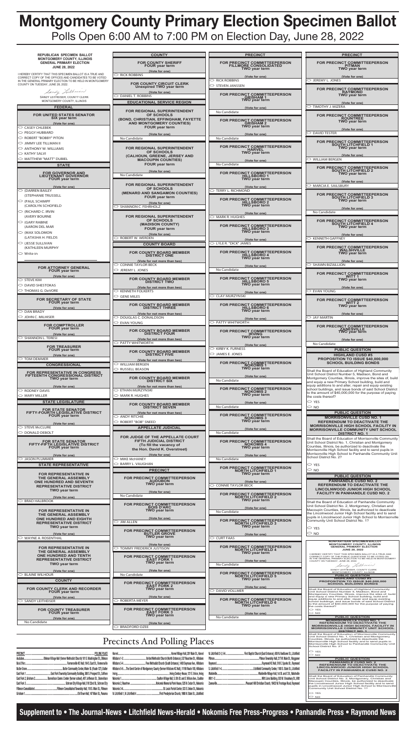# Montgomery County Primary Election Specimen Ballot

Polls Open 6:00 AM to 7:00 PM on Election Day, June 28, 2022

**REPUBLICAN SPECIMEN BALLOT**
**MONTGOMERY COUNTY, ILLINOIS**
**GENERAL PRIMARY ELECTION**
**JUNE 28, 2022**

I HEREBY CERTIFY THAT THIS SPECIMEN BALLOT IS A TRUE AND CORRECT COPY OF THE OFFICES AND CANDIDATES TO BE VOTED IN THE GENERAL PRIMARY ELECTION TO BE HELD IN MONTGOMERY COUNTY ON TUESDAY, JUNE 28, 2022.

Sandy Leitheiser
SANDY LEITHEISER, COUNTY CLERK
MONTGOMERY COUNTY, ILLINOIS

## FEDERAL

**FOR UNITED STATES SENATOR**
**SIX year term**
(Vote for one)
- CASEY CHLEBEK
- PEGGY HUBBARD
- ROBERT "BOBBY" PITON
- JIMMY LEE TILLMAN II
- ANTHONY W. WILLIAMS
- KATHY SALVI
- MATTHEW "MATT" DUBIEL

## STATE

**FOR GOVERNOR AND LIEUTENANT GOVERNOR**
**FOUR year term**
(Vote for one)
- (DARREN BAILEY (STEPHANIE TRUSSELL
- (PAUL SCHIMPF (CAROLYN SCHOFIELD
- (RICHARD C. IRVIN (AVERY BOURNE
- (GARY RABINE (AARON DEL MAR
- (MAX SOLOMON (LATASHA H. FIELDS
- (JESSE SULLIVAN (KATHLEEN MURPHY
- Write-in

**FOR ATTORNEY GENERAL**
**FOUR year term**
(Vote for one)
- STEVE KIM
- DAVID SHESTOKAS
- THOMAS G. DeVORE

**FOR SECRETARY OF STATE**
**FOUR year term**
(Vote for one)
- DAN BRADY
- JOHN C. MILHISER

**FOR COMPTROLLER**
**FOUR year term**
(Vote for one)
- SHANNON L. TERESI

**FOR TREASURER**
**FOUR year term**
(Vote for one)
- TOM DEMMER

## CONGRESSIONAL

**FOR REPRESENTATIVE IN CONGRESS FIFTEENTH CONGRESSIONAL DISTRICT**
**TWO year term**
(Vote for one)
- RODNEY DAVIS
- MARY MILLER

## STATE LEGISLATURE

**FOR STATE SENATOR FIFTY-FOURTH LEGISLATIVE DISTRICT**
**FOUR year term**
(Vote for one)
- STEVE McCLURE
- DONALD DEBOLT

**FOR STATE SENATOR FIFTY-FIFTH LEGISLATIVE DISTRICT**
**FOUR year term**
(Vote for one)
- JASON PLUMMER

## STATE REPRESENTATIVE

**FOR REPRESENTATIVE IN THE GENERAL ASSEMBLY ONE HUNDRED AND SEVENTH REPRESENTATIVE DISTRICT**
**TWO year term**
(Vote for one)
- BRAD HALBROOK

**FOR REPRESENTATIVE IN THE GENERAL ASSEMBLY ONE HUNDRED AND EIGHTH REPRESENTATIVE DISTRICT**
**TWO year term**
(Vote for one)
- WAYNE A. ROSENTHAL

**FOR REPRESENTATIVE IN THE GENERAL ASSEMBLY ONE HUNDRED AND TENTH REPRESENTATIVE DISTRICT**
**TWO year term**
(Vote for one)
- BLAINE WILHOUR

## COUNTY

**FOR COUNTY CLERK AND RECORDER**
**FOUR year term**
(Vote for one)
- SANDY LEITHEISER

**FOR COUNTY TREASURER**
**FOUR year term**
(Vote for one)
No Candidate

**FOR COUNTY SHERIFF**
**FOUR year term**
(Vote for one)
- RICK ROBBINS

**FOR COUNTY CIRCUIT CLERK**
**Unexpired TWO year term**
(Vote for one)
- DANIEL T. ROBBINS

## EDUCATIONAL SERVICE REGION

**FOR REGIONAL SUPERINTENDENT OF SCHOOLS (BOND, CHRISTIAN, EFFINGHAM, FAYETTE AND MONTGOMERY COUNTIES)**
**FOUR year term**
(Vote for one)
No Candidate

**FOR REGIONAL SUPERINTENDENT OF SCHOOLS (CALHOUN, GREENE, JERSEY AND MACOUPIN COUNTIES)**
**FOUR year term**
(Vote for one)
No Candidate

**FOR REGIONAL SUPERINTENDENT OF SCHOOLS (MENARD AND SANGAMON COUNTIES)**
**FOUR year term**
(Vote for one)
- SHANNON C. FEHRHOLZ

**FOR REGIONAL SUPERINTENDENT OF SCHOOLS (MADISON COUNTY)**
**FOUR year term**
(Vote for one)
- ROBERT W. WERDEN

## COUNTY BOARD

**FOR COUNTY BOARD MEMBER DISTRICT ONE**
(Vote for not more than two)
- CONNIE TAYLOR BECK
- JEREMY L. JONES

**FOR COUNTY BOARD MEMBER DISTRICT TWO**
(Vote for not more than two)
- KENNETH FOLKERTS
- GENE MILES

**FOR COUNTY BOARD MEMBER DISTRICT THREE**
(Vote for not more than two)
- DOUGLAS C. DONALDSON
- EVAN YOUNG

**FOR COUNTY BOARD MEMBER DISTRICT FOUR**
(Vote for not more than two)
- PATTY WHITWORTH

**FOR COUNTY BOARD MEMBER DISTRICT FIVE**
(Vote for not more than two)
- WILLIAM BERGEN
- RUSSELL BEASON

**FOR COUNTY BOARD MEMBER DISTRICT SIX**
(Vote for not more than two)
- ETHAN MURZYNSKI
- MARK R. HUGHES

**FOR COUNTY BOARD MEMBER DISTRICT SEVEN**
(Vote for not more than two)
- ANDY RITCHIE
- ROBERT "BOB" SNEED

## APPELLATE JUDICIAL

**FOR JUDGE OF THE APPELLATE COURT FIFTH JUDICIAL DISTRICT (To fill the vacancy of the Hon. David K. Overstreet)**
(Vote for one)
- MIKE McHANEY
- BARRY L. VAUGHAN

## PRECINCT

**FOR PRECINCT COMMITTEEPERSON AUDUBON**
**TWO year term**
(Vote for one)
No Candidate

**FOR PRECINCT COMMITTEEPERSON BOIS D'ARC**
**TWO year term**
(Vote for one)
- JIM ALLEN

**FOR PRECINCT COMMITTEEPERSON BUTLER GROVE**
**TWO year term**
(Vote for one)
- TOMMY FREDERICK JUSTISON

**FOR PRECINCT COMMITTEEPERSON EAST FORK 1**
**TWO year term**
(Vote for one)
No Candidate

**FOR PRECINCT COMMITTEEPERSON EAST FORK 2**
**TWO year term**
(Vote for one)
- ROBERTA MEYER

**FOR PRECINCT COMMITTEEPERSON EAST FORK 3**
**TWO year term**
(Vote for one)
- BRADFORD OZEE

**FOR PRECINCT COMMITTEEPERSON FILLMORE CONSOLIDATED**
**TWO year term**
(Vote for one)
- RICK ROBBINS
- STEVEN JANSSEN

**FOR PRECINCT COMMITTEEPERSON GRISHAM 1**
**TWO year term**
(Vote for one)
No Candidate

**FOR PRECINCT COMMITTEEPERSON GRISHAM 2**
**TWO year term**
(Vote for one)
No Candidate

**FOR PRECINCT COMMITTEEPERSON HARVEL**
**TWO year term**
(Vote for one)
No Candidate

**FOR PRECINCT COMMITTEEPERSON HILLSBORO 1**
**TWO year term**
(Vote for one)
- TERRY L. RICHMOND

**FOR PRECINCT COMMITTEEPERSON HILLSBORO 2**
**TWO year term**
(Vote for one)
- MARK R. HUGHES

**FOR PRECINCT COMMITTEEPERSON HILLSBORO 3**
**TWO year term**
(Vote for one)
- LYLE R. "DICK" JAMES

**FOR PRECINCT COMMITTEEPERSON HILLSBORO 4**
**TWO year term**
(Vote for one)
No Candidate

**FOR PRECINCT COMMITTEEPERSON HILLSBORO 5**
**TWO year term**
(Vote for one)
- CLAY MURZYNSKI

**FOR PRECINCT COMMITTEEPERSON HILLSBORO 6**
**TWO year term**
(Vote for one)
- PATTY WHITWORTH

**FOR PRECINCT COMMITTEEPERSON IRVING**
**TWO year term**
(Vote for one)
- KIRBY K. FURNESS
- JAMES E. JONES

**FOR PRECINCT COMMITTEEPERSON NOKOMIS 1**
**TWO year term**
(Vote for one)
No Candidate

**FOR PRECINCT COMMITTEEPERSON NOKOMIS 2**
**TWO year term**
(Vote for one)
No Candidate

**FOR PRECINCT COMMITTEEPERSON NOKOMIS 3**
**TWO year term**
(Vote for one)
No Candidate

**FOR PRECINCT COMMITTEEPERSON NOKOMIS 4**
**TWO year term**
(Vote for one)
No Candidate

**FOR PRECINCT COMMITTEEPERSON NORTH LITCHFIELD 1**
**TWO year term**
(Vote for one)
- CONNIE TAYLOR BECK

**FOR PRECINCT COMMITTEEPERSON NORTH LITCHFIELD 2**
**TWO year term**
(Vote for one)
No Candidate

**FOR PRECINCT COMMITTEEPERSON NORTH LITCHFIELD 3**
**TWO year term**
(Vote for one)
- CURT FAAS

**FOR PRECINCT COMMITTEEPERSON NORTH LITCHFIELD 4**
**TWO year term**
(Vote for one)
No Candidate

**FOR PRECINCT COMMITTEEPERSON NORTH LITCHFIELD 5**
**TWO year term**
(Vote for one)
- DAVID VOLLMER

**FOR PRECINCT COMMITTEEPERSON NORTH LITCHFIELD 6**
**TWO year term**
(Vote for one)
No Candidate

**FOR PRECINCT COMMITTEEPERSON PITMAN**
**TWO year term**
(Vote for one)
- JEREMY L. JONES

**FOR PRECINCT COMMITTEEPERSON RAYMOND**
**TWO year term**
(Vote for one)
- TIMOTHY J. MIZERA

**FOR PRECINCT COMMITTEEPERSON ROUNTREE**
**TWO year term**
(Vote for one)
- DAVID TESTER

**FOR PRECINCT COMMITTEEPERSON SOUTH LITCHFIELD 1**
**TWO year term**
(Vote for one)
- WILLIAM BERGEN

**FOR PRECINCT COMMITTEEPERSON SOUTH LITCHFIELD 2**
**TWO year term**
(Vote for one)
- MARCIA E. SAILSBURY

**FOR PRECINCT COMMITTEEPERSON SOUTH LITCHFIELD 3**
**TWO year term**
(Vote for one)
No Candidate

**FOR PRECINCT COMMITTEEPERSON SOUTH LITCHFIELD 4**
**TWO year term**
(Vote for one)
- KENNETH GAFFNEY

**FOR PRECINCT COMMITTEEPERSON WALSHVILLE**
**TWO year term**
(Vote for one)
- SHAWN BIZAILLION

**FOR PRECINCT COMMITTEEPERSON WITT 1**
**TWO year term**
(Vote for one)
- EVAN YOUNG

**FOR PRECINCT COMMITTEEPERSON WITT 2**
**TWO year term**
(Vote for one)
- JAY MARTIN

**FOR PRECINCT COMMITTEEPERSON ZANESVILLE**
**TWO year term**
(Vote for one)
No Candidate

## PUBLIC QUESTION

**HIGHLAND CUSD #5**
**PROPOSITION TO ISSUE $40,000,000 SCHOOL BUILDING BONDS**

Shall the Board of Education of Highland Community Unit School District Number 5, Madison, Bond and Montgomery Counties, Illinois, improve the sites of, build and equip a new Primary School building, build and equip additions to and alter, repair and equip existing school buildings, and issue bonds of said School District to the amount of $40,000,000 for the purpose of paying the costs thereof?

- YES
- NO

## PUBLIC QUESTION

**MORRISONVILLE CUSD NO. 1**
**REFERENDUM TO DEACTIVATE THE MORRISONVILLE HIGH SCHOOL FACILITY IN MORRISONVILLE COMMUNITY UNIT SCHOOL DISTRICT NO. 1**

Shall the Board of Education of Morrisonville Community Unit School District No. 1, Christian and Montgomery Counties, Illinois, be authorized to deactivate the Morrisonville High School facility and to send pupils in Morrisonville High School to Panhandle Community Unit School District No. 2?

- YES
- NO

## PUBLIC QUESTION

**PANHANDLE CUSD NO. 2**
**REFERENDUM TO DEACTIVATE THE LINCOLNWOOD JUNIOR HIGH SCHOOL FACILITY IN PANHANDLE CUSD NO. 2**

Shall the Board of Education of Panhandle Community Unit School District No. 2, Montgomery, Christian and Macoupin Counties, Illinois, be authorized to deactivate the Lincolnwood Junior High School facility and to send pupils in Lincolnwood Junior High School to Morrisonville Community Unit School District No. 1?

- YES
- NO

---

**NONPARTISAN SPECIMEN BALLOT**
**MONTGOMERY COUNTY, ILLINOIS**
**GENERAL PRIMARY ELECTION**
**JUNE 28, 2022**

I HEREBY CERTIFY THAT THIS SPECIMEN BALLOT IS A TRUE AND CORRECT COPY OF THE PUBLIC QUESTIONS TO BE VOTED ON IN THE GENERAL PRIMARY ELECTION TO BE HELD IN MONTGOMERY COUNTY ON TUESDAY, JUNE 28, 2022.

Sandy Leitheiser
SANDY LEITHEISER, COUNTY CLERK
MONTGOMERY COUNTY, ILLINOIS

**PUBLIC QUESTION**
**HIGHLAND CUSD #5**
**PROPOSITION TO ISSUE $40,000,000 SCHOOL BUILDING BONDS**

Shall the Board of Education of Highland Community Unit School District Number 5, Madison, Bond and Montgomery Counties, Illinois, improve the sites of, build and equip a new Primary School building, build and equip additions to and alter, repair and equip existing school buildings, and issue bonds of said School District to the amount of $40,000,000 for the purpose of paying the costs thereof?

- YES
- NO

**PUBLIC QUESTION**
**MORRISONVILLE CUSD NO. 1**
**REFERENDUM TO DEACTIVATE THE MORRISONVILLE HIGH SCHOOL FACILITY IN MORRISONVILLE COMMUNITY UNIT SCHOOL DISTRICT NO. 1**

Shall the Board of Education of Morrisonville Community Unit School District No. 1, Christian and Montgomery Counties, Illinois, be authorized to deactivate the Morrisonville High School facility and to send pupils in Morrisonville High School to Panhandle Community Unit School District No. 2?

- YES
- NO

**PUBLIC QUESTION**
**PANHANDLE CUSD NO. 2**
**REFERENDUM TO DEACTIVATE THE LINCOLNWOOD JUNIOR HIGH SCHOOL FACILITY IN PANHANDLE CUSD NO. 2**

Shall the Board of Education of Panhandle Community Unit School District No. 2, Montgomery, Christian and Macoupin Counties, Illinois, be authorized to deactivate the Lincolnwood Junior High School facility and to send pupils in Lincolnwood Junior High School to Morrisonville Community Unit School District No. 1?

- YES
- NO

## Precincts And Polling Places

| PRECINCT | POLLING PLACE |
|---|---|
| Audubon | Ohlman Village Hall (former Methodist Church) 101 S. Washington St., Ohlman |
| Bois D'Arc | Farmersville KC Hall, 104 S. East St., Farmersville |
| Butler Grove | Butler Community Center, Water St. (Route 127), Butler |
| East Fork 1 | East Fork Township Community Building, 500 S. Prospect St., Coffeen |
| East Fork 2, Grisham 2 | Donnellson Comm.Center (former school), 407 Jefferson St., Donnellson |
| East Fork 3 | Schram City Village Hall, 916 33rd St., Schram City |
| Fillmore Consolidated | Fillmore Consolidated Township Hall, 118 S. Main St., Fillmore |
| Grisham 1 | Old Town Hall, 147 Main St., Panama |
| Harvel | Harvel Village Hall, 201 Main St., Harvel |
| Hillsboro 1-2 | United Methodist Church (North Entrance), 537 Rountree St., Hillsboro |
| Hillsboro 3-4 | Free Methodist Church (South Entrance), 1400 Seymour Ave., Hillsboro |
| Hillsboro 5-6 | The Event Center of Montgomery County (former Hillsboro KC Hall), 11190 Route 185, Hillsboro |
| Irving | Irving Century House, 121 E. Union, Irving |
| Nokomis 1 | Coalton Village Hall, 5 5th St. and E. Wilson Ave., Coalton |
| Nokomis 2, Rountree | Nokomis Memorial Park House, 525 E. Union St., Nokomis |
| Nokomis 3-4 | St. Louis Parish Center, 523 E. Union St., Nokomis |
| N. Litchfield 1, N. Litchfield 4 | First Presbyterian Church, 1000 N. State St., Litchfield |
| N. Litchfield 2-3, 5-6 | First Baptist Church (East Entrance), 608 N. VanBuren St., Litchfield |
| Pitman | Pitman Township Hall, 217 W. Main St., Waggoner |
| Raymond | Raymond KC Hall, 516 E. Sparks St., Raymond |
| S. Litchfield 1-4 | Litchfield Community Center, 1100 S. State St., Litchfield |
| Walshville | Walshville Village Hall, 1st St. and S St., Walshville |
| Witt 1-2 | Witt Lions Building, 503 W. Broadway St., Witt |
| Zanesville | Pleasant Hill Christian Church, 19433 W. Frontage Road, Raymond |

**Supplement to • The Journal-News • Litchfield News-Herald • Nokomis Free Press-Progress • Panhandle Press • Raymond News**